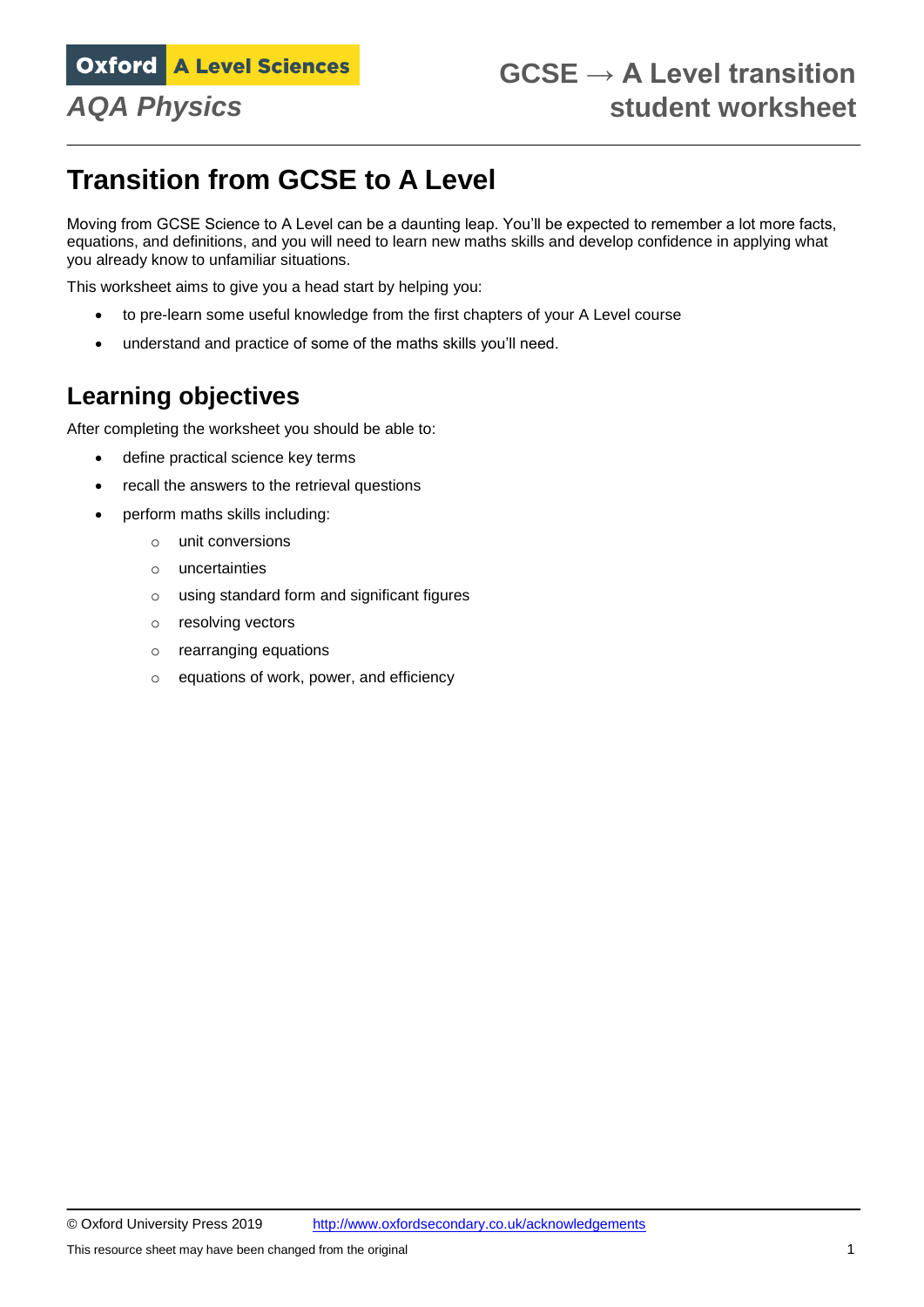Oxford A Level Sciences

*AQA Physics*

**GCSE → A Level transition student worksheet**

# Transition from GCSE to A Level

Moving from GCSE Science to A Level can be a daunting leap. You'll be expected to remember a lot more facts, equations, and definitions, and you will need to learn new maths skills and develop confidence in applying what you already know to unfamiliar situations.

This worksheet aims to give you a head start by helping you:

- to pre-learn some useful knowledge from the first chapters of your A Level course
- understand and practice of some of the maths skills you'll need.

## Learning objectives

After completing the worksheet you should be able to:

- define practical science key terms
- recall the answers to the retrieval questions
- perform maths skills including:
  - unit conversions
  - uncertainties
  - using standard form and significant figures
  - resolving vectors
  - rearranging equations
  - equations of work, power, and efficiency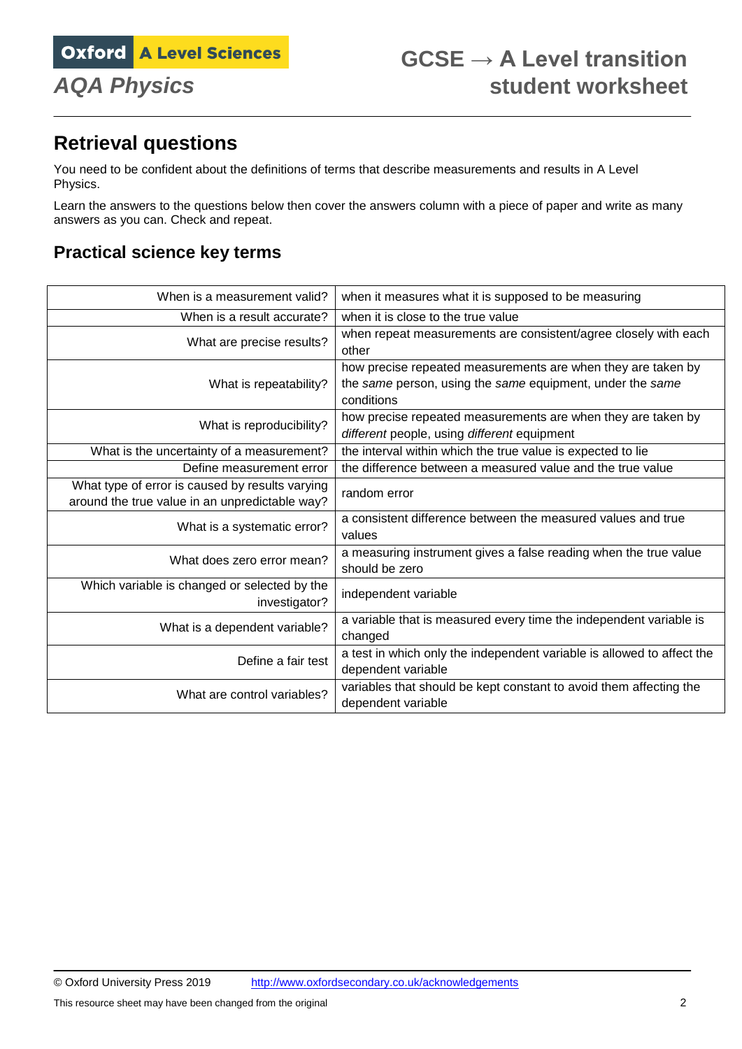## Retrieval questions

You need to be confident about the definitions of terms that describe measurements and results in A Level Physics.

Learn the answers to the questions below then cover the answers column with a piece of paper and write as many answers as you can. Check and repeat.

### Practical science key terms

| | |
|---|---|
| When is a measurement valid? | when it measures what it is supposed to be measuring |
| When is a result accurate? | when it is close to the true value |
| What are precise results? | when repeat measurements are consistent/agree closely with each other |
| What is repeatability? | how precise repeated measurements are when they are taken by the *same* person, using the *same* equipment, under the *same* conditions |
| What is reproducibility? | how precise repeated measurements are when they are taken by *different* people, using *different* equipment |
| What is the uncertainty of a measurement? | the interval within which the true value is expected to lie |
| Define measurement error | the difference between a measured value and the true value |
| What type of error is caused by results varying around the true value in an unpredictable way? | random error |
| What is a systematic error? | a consistent difference between the measured values and true values |
| What does zero error mean? | a measuring instrument gives a false reading when the true value should be zero |
| Which variable is changed or selected by the investigator? | independent variable |
| What is a dependent variable? | a variable that is measured every time the independent variable is changed |
| Define a fair test | a test in which only the independent variable is allowed to affect the dependent variable |
| What are control variables? | variables that should be kept constant to avoid them affecting the dependent variable |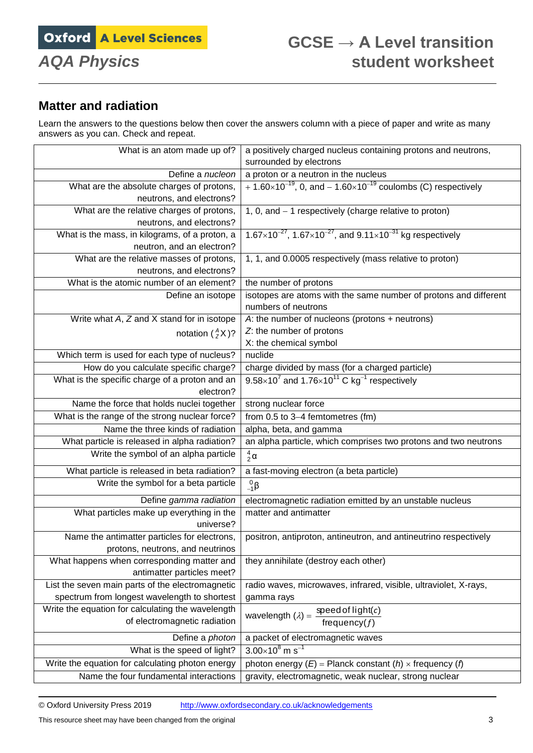## Matter and radiation

Learn the answers to the questions below then cover the answers column with a piece of paper and write as many answers as you can. Check and repeat.

| Question | Answer |
|---|---|
| What is an atom made up of? | a positively charged nucleus containing protons and neutrons, surrounded by electrons |
| Define a *nucleon* | a proton or a neutron in the nucleus |
| What are the absolute charges of protons, neutrons, and electrons? | $+1.60\times10^{-19}$, 0, and $-1.60\times10^{-19}$ coulombs (C) respectively |
| What are the relative charges of protons, neutrons, and electrons? | 1, 0, and $-1$ respectively (charge relative to proton) |
| What is the mass, in kilograms, of a proton, a neutron, and an electron? | $1.67\times10^{-27}$, $1.67\times10^{-27}$, and $9.11\times10^{-31}$ kg respectively |
| What are the relative masses of protons, neutrons, and electrons? | 1, 1, and 0.0005 respectively (mass relative to proton) |
| What is the atomic number of an element? | the number of protons |
| Define an isotope | isotopes are atoms with the same number of protons and different numbers of neutrons |
| Write what *A*, *Z* and X stand for in isotope notation ($^{A}_{Z}\text{X}$)? | *A*: the number of nucleons (protons + neutrons)<br>*Z*: the number of protons<br>X: the chemical symbol |
| Which term is used for each type of nucleus? | nuclide |
| How do you calculate specific charge? | charge divided by mass (for a charged particle) |
| What is the specific charge of a proton and an electron? | $9.58\times10^{7}$ and $1.76\times10^{11}$ C kg$^{-1}$ respectively |
| Name the force that holds nuclei together | strong nuclear force |
| What is the range of the strong nuclear force? | from 0.5 to 3–4 femtometres (fm) |
| Name the three kinds of radiation | alpha, beta, and gamma |
| What particle is released in alpha radiation? | an alpha particle, which comprises two protons and two neutrons |
| Write the symbol of an alpha particle | $^{4}_{2}\alpha$ |
| What particle is released in beta radiation? | a fast-moving electron (a beta particle) |
| Write the symbol for a beta particle | $^{0}_{-1}\beta$ |
| Define *gamma radiation* | electromagnetic radiation emitted by an unstable nucleus |
| What particles make up everything in the universe? | matter and antimatter |
| Name the antimatter particles for electrons, protons, neutrons, and neutrinos | positron, antiproton, antineutron, and antineutrino respectively |
| What happens when corresponding matter and antimatter particles meet? | they annihilate (destroy each other) |
| List the seven main parts of the electromagnetic spectrum from longest wavelength to shortest | radio waves, microwaves, infrared, visible, ultraviolet, X-rays, gamma rays |
| Write the equation for calculating the wavelength of electromagnetic radiation | wavelength $(\lambda) = \dfrac{\text{speed of light}(c)}{\text{frequency}(f)}$ |
| Define a *photon* | a packet of electromagnetic waves |
| What is the speed of light? | $3.00\times10^{8}$ m s$^{-1}$ |
| Write the equation for calculating photon energy | photon energy (*E*) = Planck constant (*h*) × frequency (*f*) |
| Name the four fundamental interactions | gravity, electromagnetic, weak nuclear, strong nuclear |

© Oxford University Press 2019 http://www.oxfordsecondary.co.uk/acknowledgements

This resource sheet may have been changed from the original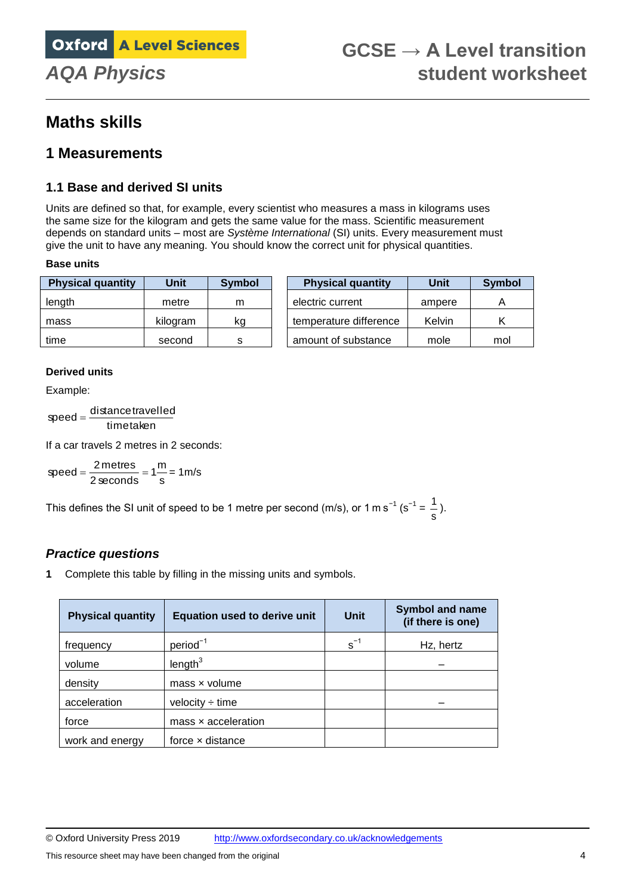# Maths skills

## 1 Measurements

### 1.1 Base and derived SI units

Units are defined so that, for example, every scientist who measures a mass in kilograms uses the same size for the kilogram and gets the same value for the mass. Scientific measurement depends on standard units – most are *Système International* (SI) units. Every measurement must give the unit to have any meaning. You should know the correct unit for physical quantities.

**Base units**

| Physical quantity | Unit | Symbol |
|---|---|---|
| length | metre | m |
| mass | kilogram | kg |
| time | second | s |

| Physical quantity | Unit | Symbol |
|---|---|---|
| electric current | ampere | A |
| temperature difference | Kelvin | K |
| amount of substance | mole | mol |

**Derived units**

Example:

$$\text{speed} = \frac{\text{distance travelled}}{\text{time taken}}$$

If a car travels 2 metres in 2 seconds:

$$\text{speed} = \frac{2\,\text{metres}}{2\,\text{seconds}} = 1\frac{\text{m}}{\text{s}} = 1\,\text{m/s}$$

This defines the SI unit of speed to be 1 metre per second (m/s), or 1 m $s^{-1}$ ($s^{-1} = \frac{1}{s}$).

### *Practice questions*

**1** Complete this table by filling in the missing units and symbols.

| Physical quantity | Equation used to derive unit | Unit | Symbol and name (if there is one) |
|---|---|---|---|
| frequency | $\text{period}^{-1}$ | $s^{-1}$ | Hz, hertz |
| volume | $\text{length}^3$ | | – |
| density | mass × volume | | |
| acceleration | velocity ÷ time | | – |
| force | mass × acceleration | | |
| work and energy | force × distance | | |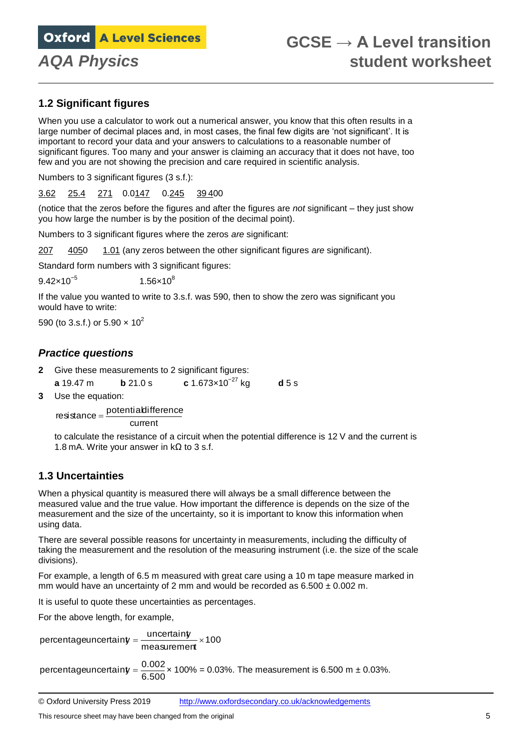## 1.2 Significant figures

When you use a calculator to work out a numerical answer, you know that this often results in a large number of decimal places and, in most cases, the final few digits are 'not significant'. It is important to record your data and your answers to calculations to a reasonable number of significant figures. Too many and your answer is claiming an accuracy that it does not have, too few and you are not showing the precision and care required in scientific analysis.

Numbers to 3 significant figures (3 s.f.):

<u>3.62</u>   <u>25.4</u>   <u>271</u>   0.0<u>147</u>   0.<u>245</u>   <u>394</u>00

(notice that the zeros before the figures and after the figures are *not* significant – they just show you how large the number is by the position of the decimal point).

Numbers to 3 significant figures where the zeros *are* significant:

<u>207</u>   <u>405</u>0   <u>1.01</u> (any zeros between the other significant figures *are* significant).

Standard form numbers with 3 significant figures:

$9.42 \times 10^{-5}$   $1.56 \times 10^{8}$

If the value you wanted to write to 3.s.f. was 590, then to show the zero was significant you would have to write:

590 (to 3.s.f.) or $5.90 \times 10^{2}$

### *Practice questions*

**2** Give these measurements to 2 significant figures:

**a** 19.47 m   **b** 21.0 s   **c** $1.673 \times 10^{-27}$ kg   **d** 5 s

**3** Use the equation:

$$\text{resistance} = \frac{\text{potential difference}}{\text{current}}$$

to calculate the resistance of a circuit when the potential difference is 12 V and the current is 1.8 mA. Write your answer in kΩ to 3 s.f.

## 1.3 Uncertainties

When a physical quantity is measured there will always be a small difference between the measured value and the true value. How important the difference is depends on the size of the measurement and the size of the uncertainty, so it is important to know this information when using data.

There are several possible reasons for uncertainty in measurements, including the difficulty of taking the measurement and the resolution of the measuring instrument (i.e. the size of the scale divisions).

For example, a length of 6.5 m measured with great care using a 10 m tape measure marked in mm would have an uncertainty of 2 mm and would be recorded as 6.500 ± 0.002 m.

It is useful to quote these uncertainties as percentages.

For the above length, for example,

$$\text{percentage uncertainty} = \frac{\text{uncertainty}}{\text{measurement}} \times 100$$

$$\text{percentage uncertainty} = \frac{0.002}{6.500} \times 100\% = 0.03\%.$$ The measurement is 6.500 m ± 0.03%.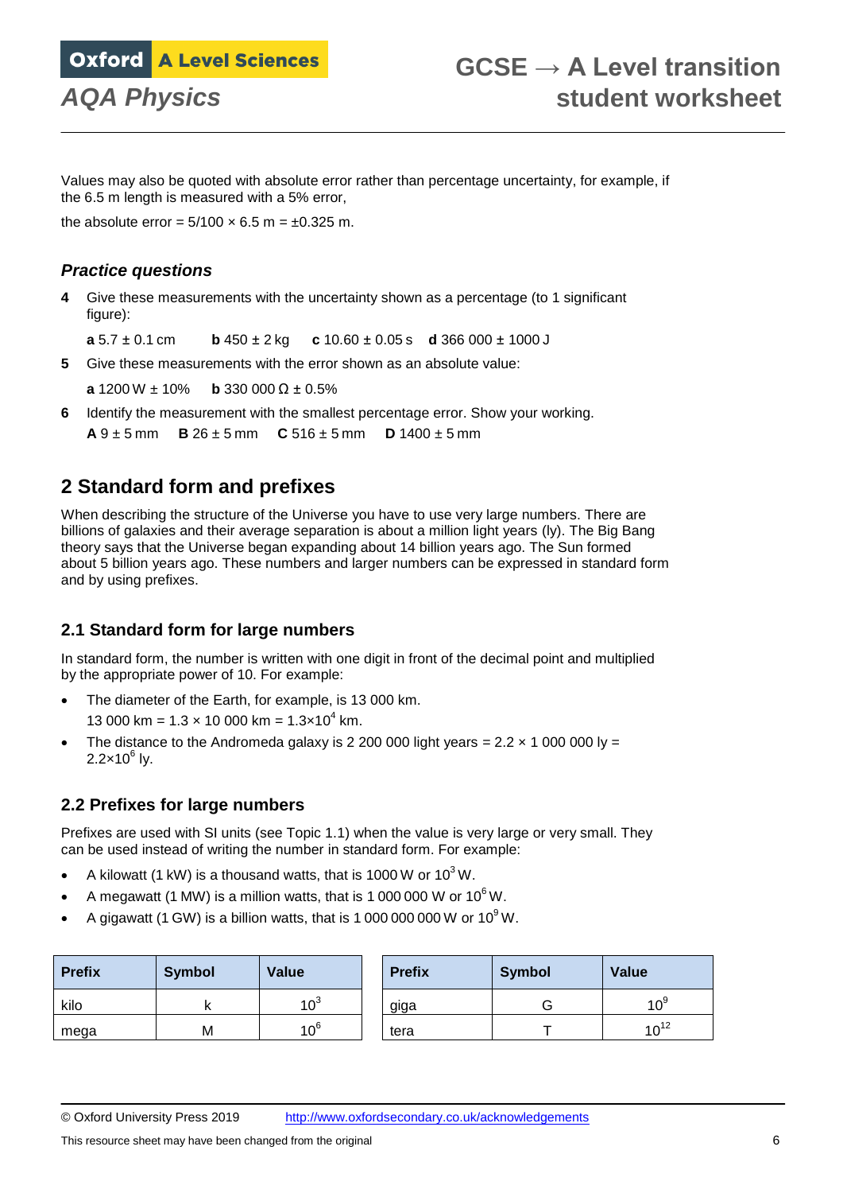Values may also be quoted with absolute error rather than percentage uncertainty, for example, if the 6.5 m length is measured with a 5% error,

the absolute error = 5/100 × 6.5 m = ±0.325 m.

### *Practice questions*

**4** Give these measurements with the uncertainty shown as a percentage (to 1 significant figure):

**a** 5.7 ± 0.1 cm **b** 450 ± 2 kg **c** 10.60 ± 0.05 s **d** 366 000 ± 1000 J

**5** Give these measurements with the error shown as an absolute value:

**a** 1200 W ± 10% **b** 330 000 Ω ± 0.5%

**6** Identify the measurement with the smallest percentage error. Show your working.

**A** 9 ± 5 mm **B** 26 ± 5 mm **C** 516 ± 5 mm **D** 1400 ± 5 mm

## 2 Standard form and prefixes

When describing the structure of the Universe you have to use very large numbers. There are billions of galaxies and their average separation is about a million light years (ly). The Big Bang theory says that the Universe began expanding about 14 billion years ago. The Sun formed about 5 billion years ago. These numbers and larger numbers can be expressed in standard form and by using prefixes.

### 2.1 Standard form for large numbers

In standard form, the number is written with one digit in front of the decimal point and multiplied by the appropriate power of 10. For example:

- The diameter of the Earth, for example, is 13 000 km.
  13 000 km = 1.3 × 10 000 km = $1.3 \times 10^4$ km.
- The distance to the Andromeda galaxy is 2 200 000 light years = 2.2 × 1 000 000 ly = $2.2 \times 10^6$ ly.

### 2.2 Prefixes for large numbers

Prefixes are used with SI units (see Topic 1.1) when the value is very large or very small. They can be used instead of writing the number in standard form. For example:

- A kilowatt (1 kW) is a thousand watts, that is 1000 W or $10^3$ W.
- A megawatt (1 MW) is a million watts, that is 1 000 000 W or $10^6$ W.
- A gigawatt (1 GW) is a billion watts, that is 1 000 000 000 W or $10^9$ W.

| Prefix | Symbol | Value |
|---|---|---|
| kilo | k | $10^3$ |
| mega | M | $10^6$ |

| Prefix | Symbol | Value |
|---|---|---|
| giga | G | $10^9$ |
| tera | T | $10^{12}$ |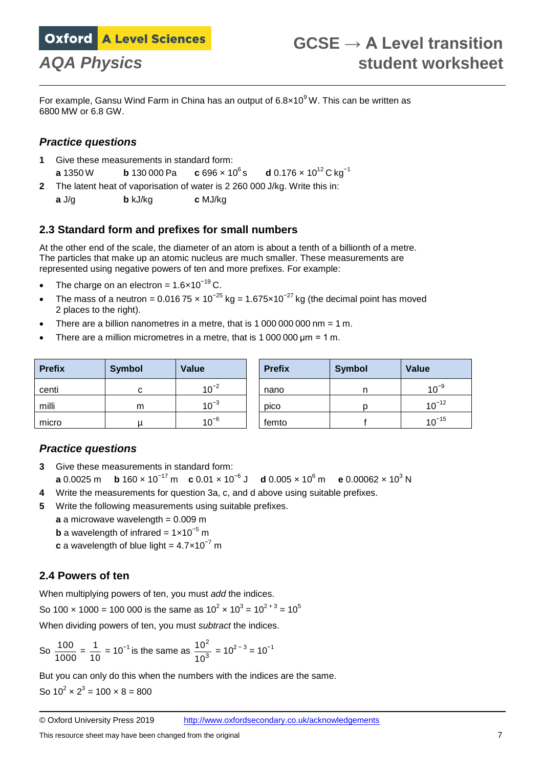For example, Gansu Wind Farm in China has an output of $6.8\times10^{9}$ W. This can be written as 6800 MW or 6.8 GW.

### *Practice questions*

**1** Give these measurements in standard form:

**a** 1350 W **b** 130 000 Pa **c** $696 \times 10^{6}$ s **d** $0.176 \times 10^{12}$ C kg$^{-1}$

**2** The latent heat of vaporisation of water is 2 260 000 J/kg. Write this in:

**a** J/g **b** kJ/kg **c** MJ/kg

## 2.3 Standard form and prefixes for small numbers

At the other end of the scale, the diameter of an atom is about a tenth of a billionth of a metre. The particles that make up an atomic nucleus are much smaller. These measurements are represented using negative powers of ten and more prefixes. For example:

- The charge on an electron = $1.6\times10^{-19}$ C.
- The mass of a neutron = $0.016\,75 \times 10^{-25}$ kg = $1.675\times10^{-27}$ kg (the decimal point has moved 2 places to the right).
- There are a billion nanometres in a metre, that is 1 000 000 000 nm = 1 m.
- There are a million micrometres in a metre, that is 1 000 000 μm = 1 m.

| Prefix | Symbol | Value |
|---|---|---|
| centi | c | $10^{-2}$ |
| milli | m | $10^{-3}$ |
| micro | μ | $10^{-6}$ |

| Prefix | Symbol | Value |
|---|---|---|
| nano | n | $10^{-9}$ |
| pico | p | $10^{-12}$ |
| femto | f | $10^{-15}$ |

### *Practice questions*

**3** Give these measurements in standard form:

**a** 0.0025 m **b** $160 \times 10^{-17}$ m **c** $0.01 \times 10^{-6}$ J **d** $0.005 \times 10^{6}$ m **e** $0.00062 \times 10^{3}$ N

**4** Write the measurements for question 3a, c, and d above using suitable prefixes.

**5** Write the following measurements using suitable prefixes.

**a** a microwave wavelength = 0.009 m

**b** a wavelength of infrared = $1\times10^{-5}$ m

**c** a wavelength of blue light = $4.7\times10^{-7}$ m

## 2.4 Powers of ten

When multiplying powers of ten, you must *add* the indices.

So 100 × 1000 = 100 000 is the same as $10^{2} \times 10^{3} = 10^{2+3} = 10^{5}$

When dividing powers of ten, you must *subtract* the indices.

So $\frac{100}{1000} = \frac{1}{10} = 10^{-1}$ is the same as $\frac{10^{2}}{10^{3}} = 10^{2-3} = 10^{-1}$

But you can only do this when the numbers with the indices are the same.

So $10^{2} \times 2^{3} = 100 \times 8 = 800$

© Oxford University Press 2019 http://www.oxfordsecondary.co.uk/acknowledgements

This resource sheet may have been changed from the original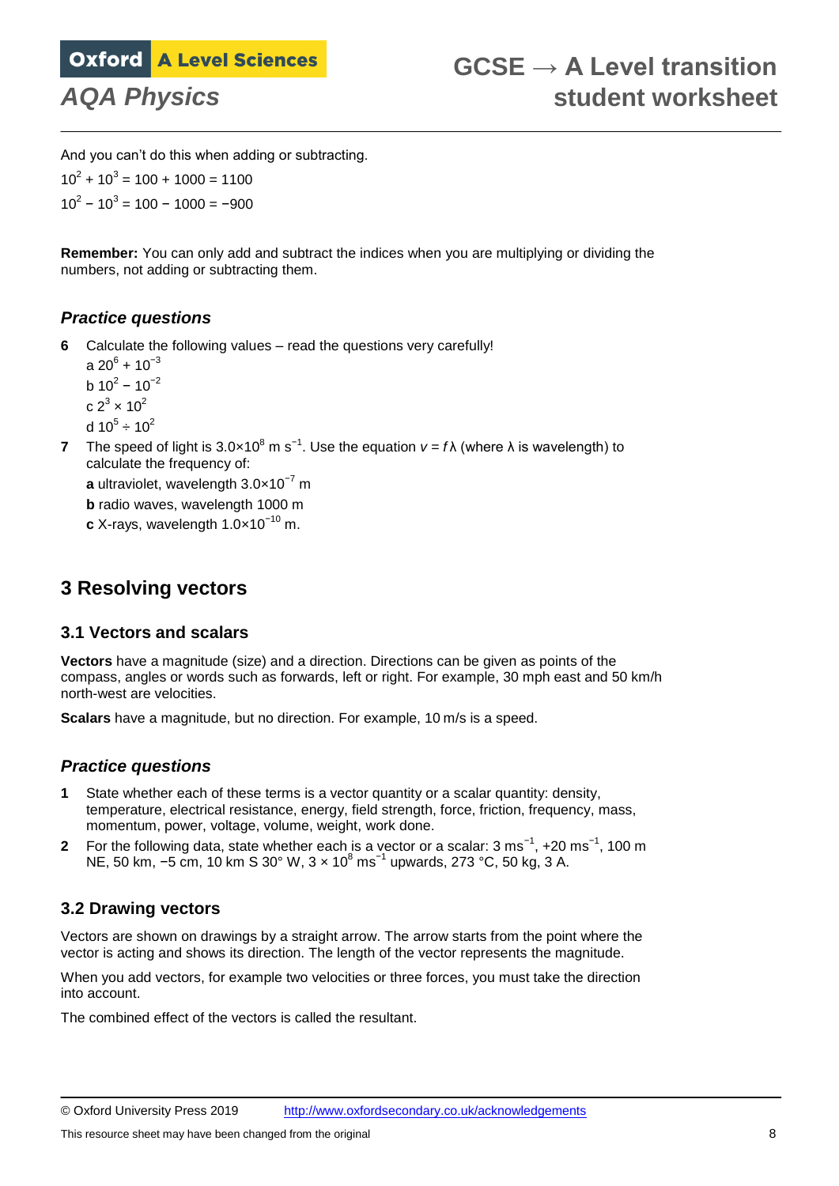And you can't do this when adding or subtracting.

$10^2 + 10^3 = 100 + 1000 = 1100$

$10^2 - 10^3 = 100 - 1000 = -900$

**Remember:** You can only add and subtract the indices when you are multiplying or dividing the numbers, not adding or subtracting them.

### *Practice questions*

**6** Calculate the following values – read the questions very carefully!

a $20^6 + 10^{-3}$

b $10^2 - 10^{-2}$

c $2^3 \times 10^2$

d $10^5 \div 10^2$

**7** The speed of light is $3.0\times10^8$ m $s^{-1}$. Use the equation $v = f\lambda$ (where λ is wavelength) to calculate the frequency of:

**a** ultraviolet, wavelength $3.0\times10^{-7}$ m

**b** radio waves, wavelength 1000 m

**c** X-rays, wavelength $1.0\times10^{-10}$ m.

## 3 Resolving vectors

### 3.1 Vectors and scalars

**Vectors** have a magnitude (size) and a direction. Directions can be given as points of the compass, angles or words such as forwards, left or right. For example, 30 mph east and 50 km/h north-west are velocities.

**Scalars** have a magnitude, but no direction. For example, 10 m/s is a speed.

### *Practice questions*

**1** State whether each of these terms is a vector quantity or a scalar quantity: density, temperature, electrical resistance, energy, field strength, force, friction, frequency, mass, momentum, power, voltage, volume, weight, work done.

**2** For the following data, state whether each is a vector or a scalar: 3 $ms^{-1}$, +20 $ms^{-1}$, 100 m NE, 50 km, −5 cm, 10 km S 30° W, $3 \times 10^8$ $ms^{-1}$ upwards, 273 °C, 50 kg, 3 A.

### 3.2 Drawing vectors

Vectors are shown on drawings by a straight arrow. The arrow starts from the point where the vector is acting and shows its direction. The length of the vector represents the magnitude.

When you add vectors, for example two velocities or three forces, you must take the direction into account.

The combined effect of the vectors is called the resultant.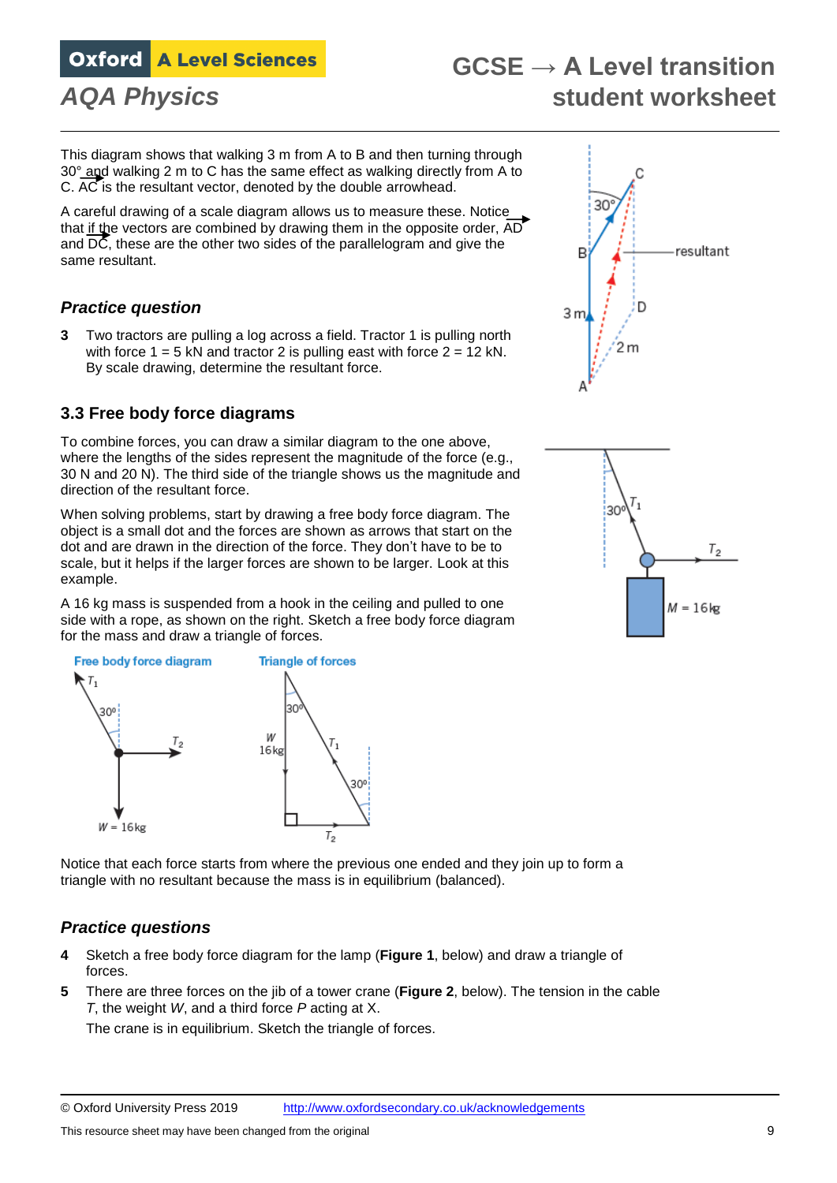This diagram shows that walking 3 m from A to B and then turning through 30° and walking 2 m to C has the same effect as walking directly from A to C. $\overrightarrow{AC}$ is the resultant vector, denoted by the double arrowhead.

A careful drawing of a scale diagram allows us to measure these. Notice that if the vectors are combined by drawing them in the opposite order, $\overrightarrow{AD}$ and $\overrightarrow{DC}$, these are the other two sides of the parallelogram and give the same resultant.

### *Practice question*

**3** Two tractors are pulling a log across a field. Tractor 1 is pulling north with force 1 = 5 kN and tractor 2 is pulling east with force 2 = 12 kN. By scale drawing, determine the resultant force.

## 3.3 Free body force diagrams

To combine forces, you can draw a similar diagram to the one above, where the lengths of the sides represent the magnitude of the force (e.g., 30 N and 20 N). The third side of the triangle shows us the magnitude and direction of the resultant force.

When solving problems, start by drawing a free body force diagram. The object is a small dot and the forces are shown as arrows that start on the dot and are drawn in the direction of the force. They don't have to be to scale, but it helps if the larger forces are shown to be larger. Look at this example.

A 16 kg mass is suspended from a hook in the ceiling and pulled to one side with a rope, as shown on the right. Sketch a free body force diagram for the mass and draw a triangle of forces.

Notice that each force starts from where the previous one ended and they join up to form a triangle with no resultant because the mass is in equilibrium (balanced).

### *Practice questions*

**4** Sketch a free body force diagram for the lamp (**Figure 1**, below) and draw a triangle of forces.

**5** There are three forces on the jib of a tower crane (**Figure 2**, below). The tension in the cable $T$, the weight $W$, and a third force $P$ acting at X.

The crane is in equilibrium. Sketch the triangle of forces.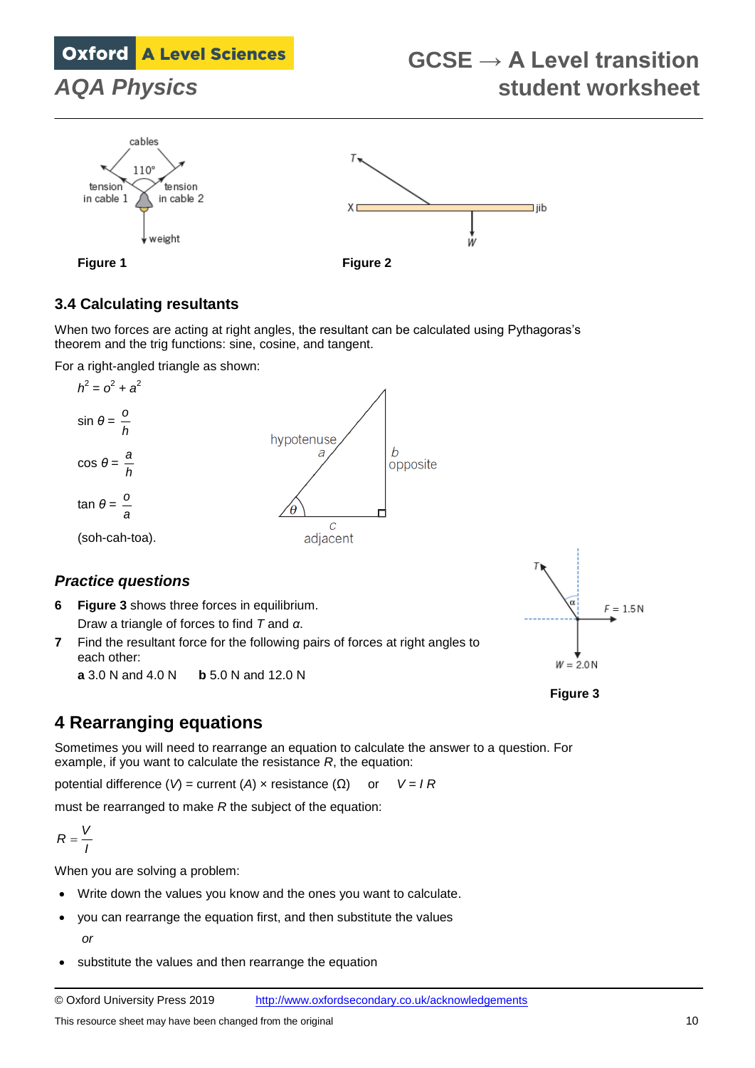Figure 1

Figure 2

### 3.4 Calculating resultants

When two forces are acting at right angles, the resultant can be calculated using Pythagoras's theorem and the trig functions: sine, cosine, and tangent.

For a right-angled triangle as shown:

$h^2 = o^2 + a^2$

$\sin\theta = \dfrac{o}{h}$

$\cos\theta = \dfrac{a}{h}$

$\tan\theta = \dfrac{o}{a}$

(soh-cah-toa).

### *Practice questions*

**6** **Figure 3** shows three forces in equilibrium.

Draw a triangle of forces to find $T$ and $\alpha$.

**7** Find the resultant force for the following pairs of forces at right angles to each other:

**a** 3.0 N and 4.0 N **b** 5.0 N and 12.0 N

Figure 3

## 4 Rearranging equations

Sometimes you will need to rearrange an equation to calculate the answer to a question. For example, if you want to calculate the resistance $R$, the equation:

potential difference ($V$) = current ($A$) × resistance (Ω) or $V = I\,R$

must be rearranged to make $R$ the subject of the equation:

$$R = \frac{V}{I}$$

When you are solving a problem:

- Write down the values you know and the ones you want to calculate.
- you can rearrange the equation first, and then substitute the values

  *or*
- substitute the values and then rearrange the equation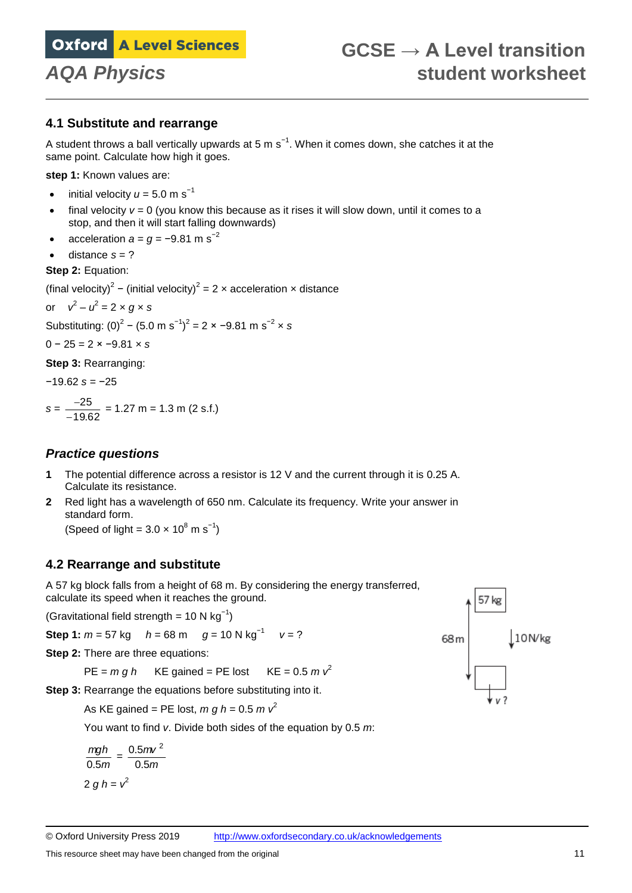## 4.1 Substitute and rearrange

A student throws a ball vertically upwards at 5 m $s^{-1}$. When it comes down, she catches it at the same point. Calculate how high it goes.

**step 1:** Known values are:

- initial velocity $u$ = 5.0 m $s^{-1}$
- final velocity $v$ = 0 (you know this because as it rises it will slow down, until it comes to a stop, and then it will start falling downwards)
- acceleration $a = g$ = −9.81 m $s^{-2}$
- distance $s$ = ?

**Step 2:** Equation:

$(\text{final velocity})^2 - (\text{initial velocity})^2 = 2 \times \text{acceleration} \times \text{distance}$

or $v^2 - u^2 = 2 \times g \times s$

Substituting: $(0)^2 - (5.0 \text{ m s}^{-1})^2 = 2 \times -9.81 \text{ m s}^{-2} \times s$

$0 - 25 = 2 \times -9.81 \times s$

**Step 3:** Rearranging:

$-19.62\, s = -25$

$s = \dfrac{-25}{-19.62} = 1.27 \text{ m} = 1.3 \text{ m (2 s.f.)}$

### *Practice questions*

**1** The potential difference across a resistor is 12 V and the current through it is 0.25 A. Calculate its resistance.

**2** Red light has a wavelength of 650 nm. Calculate its frequency. Write your answer in standard form.
(Speed of light = $3.0 \times 10^8$ m $s^{-1}$)

## 4.2 Rearrange and substitute

A 57 kg block falls from a height of 68 m. By considering the energy transferred, calculate its speed when it reaches the ground.

(Gravitational field strength = 10 N $kg^{-1}$)

**Step 1:** $m$ = 57 kg  $h$ = 68 m  $g$ = 10 N $kg^{-1}$  $v$ = ?

**Step 2:** There are three equations:

PE = $m\,g\,h$  KE gained = PE lost  KE = $0.5\,m\,v^2$

**Step 3:** Rearrange the equations before substituting into it.

As KE gained = PE lost, $m\,g\,h = 0.5\,m\,v^2$

You want to find $v$. Divide both sides of the equation by 0.5 $m$:

$$\frac{mgh}{0.5m} = \frac{0.5mv^2}{0.5m}$$

$2\,g\,h = v^2$

57 kg | 68 m | 10 N/kg | $v$ ?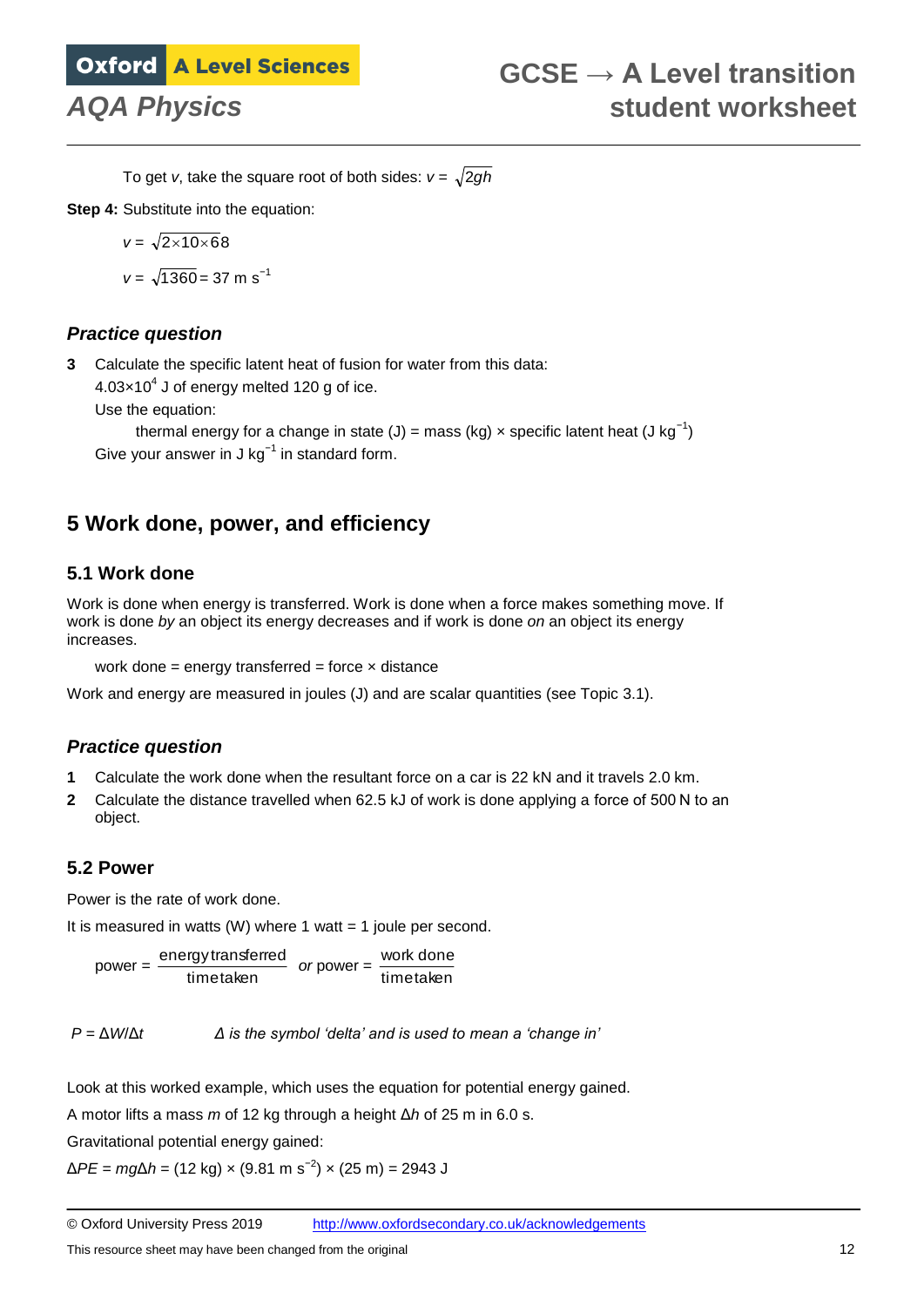To get $v$, take the square root of both sides: $v = \sqrt{2gh}$

**Step 4:** Substitute into the equation:

$$v = \sqrt{2 \times 10 \times 68}$$

$$v = \sqrt{1360} = 37 \text{ m s}^{-1}$$

### *Practice question*

**3** Calculate the specific latent heat of fusion for water from this data:

$4.03 \times 10^4$ J of energy melted 120 g of ice.

Use the equation:

thermal energy for a change in state (J) = mass (kg) × specific latent heat (J $\text{kg}^{-1}$)

Give your answer in J $\text{kg}^{-1}$ in standard form.

## 5 Work done, power, and efficiency

### 5.1 Work done

Work is done when energy is transferred. Work is done when a force makes something move. If work is done *by* an object its energy decreases and if work is done *on* an object its energy increases.

work done = energy transferred = force × distance

Work and energy are measured in joules (J) and are scalar quantities (see Topic 3.1).

### *Practice question*

**1** Calculate the work done when the resultant force on a car is 22 kN and it travels 2.0 km.

**2** Calculate the distance travelled when 62.5 kJ of work is done applying a force of 500 N to an object.

### 5.2 Power

Power is the rate of work done.

It is measured in watts (W) where 1 watt = 1 joule per second.

$$\text{power} = \frac{\text{energy transferred}}{\text{time taken}} \quad \textit{or} \quad \text{power} = \frac{\text{work done}}{\text{time taken}}$$

$P = \Delta W / \Delta t$ *Δ is the symbol 'delta' and is used to mean a 'change in'*

Look at this worked example, which uses the equation for potential energy gained.

A motor lifts a mass $m$ of 12 kg through a height $\Delta h$ of 25 m in 6.0 s.

Gravitational potential energy gained:

$\Delta PE = mg\Delta h = (12 \text{ kg}) \times (9.81 \text{ m s}^{-2}) \times (25 \text{ m}) = 2943 \text{ J}$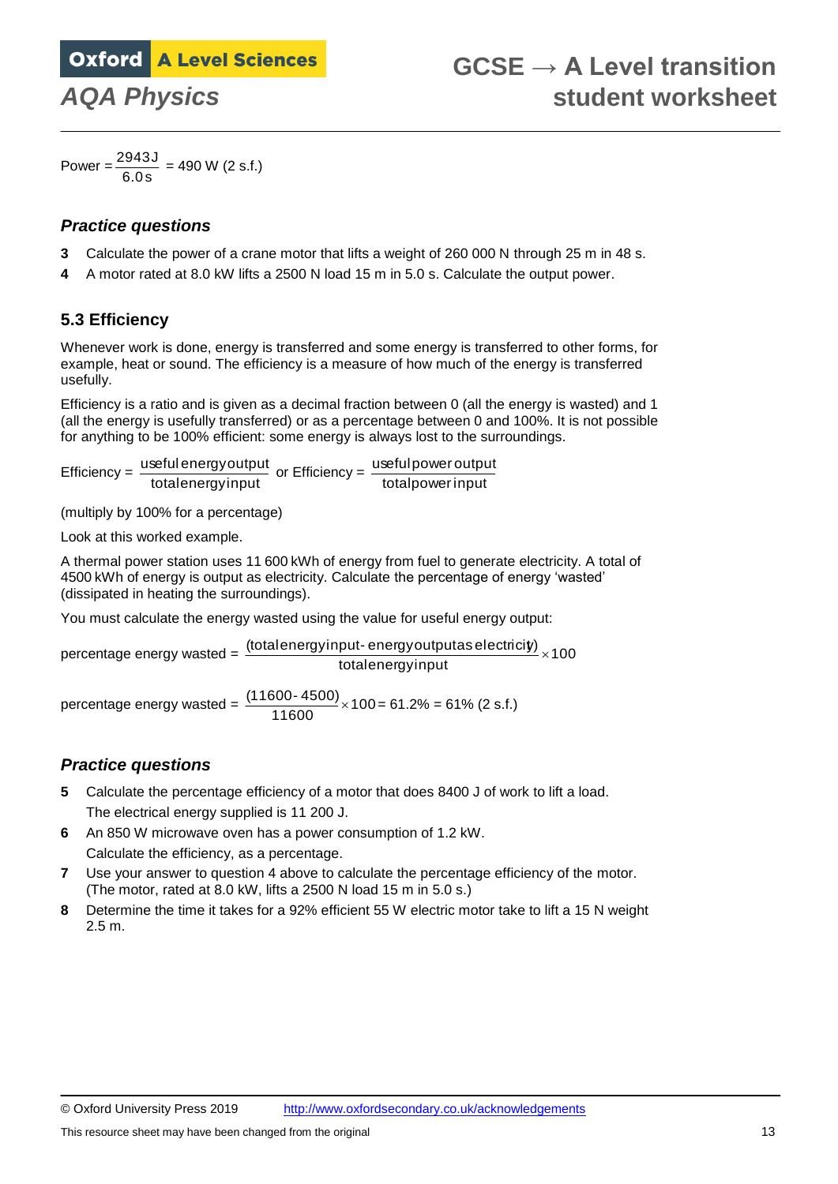Power = $\frac{2943\,\text{J}}{6.0\,\text{s}}$ = 490 W (2 s.f.)

### *Practice questions*

**3** Calculate the power of a crane motor that lifts a weight of 260 000 N through 25 m in 48 s.

**4** A motor rated at 8.0 kW lifts a 2500 N load 15 m in 5.0 s. Calculate the output power.

## 5.3 Efficiency

Whenever work is done, energy is transferred and some energy is transferred to other forms, for example, heat or sound. The efficiency is a measure of how much of the energy is transferred usefully.

Efficiency is a ratio and is given as a decimal fraction between 0 (all the energy is wasted) and 1 (all the energy is usefully transferred) or as a percentage between 0 and 100%. It is not possible for anything to be 100% efficient: some energy is always lost to the surroundings.

Efficiency = $\frac{\text{useful energy output}}{\text{total energy input}}$ or Efficiency = $\frac{\text{useful power output}}{\text{total power input}}$

(multiply by 100% for a percentage)

Look at this worked example.

A thermal power station uses 11 600 kWh of energy from fuel to generate electricity. A total of 4500 kWh of energy is output as electricity. Calculate the percentage of energy 'wasted' (dissipated in heating the surroundings).

You must calculate the energy wasted using the value for useful energy output:

percentage energy wasted = $\frac{(\text{total energy input} - \text{energy output as electricity})}{\text{total energy input}} \times 100$

percentage energy wasted = $\frac{(11600 - 4500)}{11600} \times 100 = 61.2\%$ = 61% (2 s.f.)

### *Practice questions*

**5** Calculate the percentage efficiency of a motor that does 8400 J of work to lift a load.
The electrical energy supplied is 11 200 J.

**6** An 850 W microwave oven has a power consumption of 1.2 kW.
Calculate the efficiency, as a percentage.

**7** Use your answer to question 4 above to calculate the percentage efficiency of the motor. (The motor, rated at 8.0 kW, lifts a 2500 N load 15 m in 5.0 s.)

**8** Determine the time it takes for a 92% efficient 55 W electric motor take to lift a 15 N weight 2.5 m.